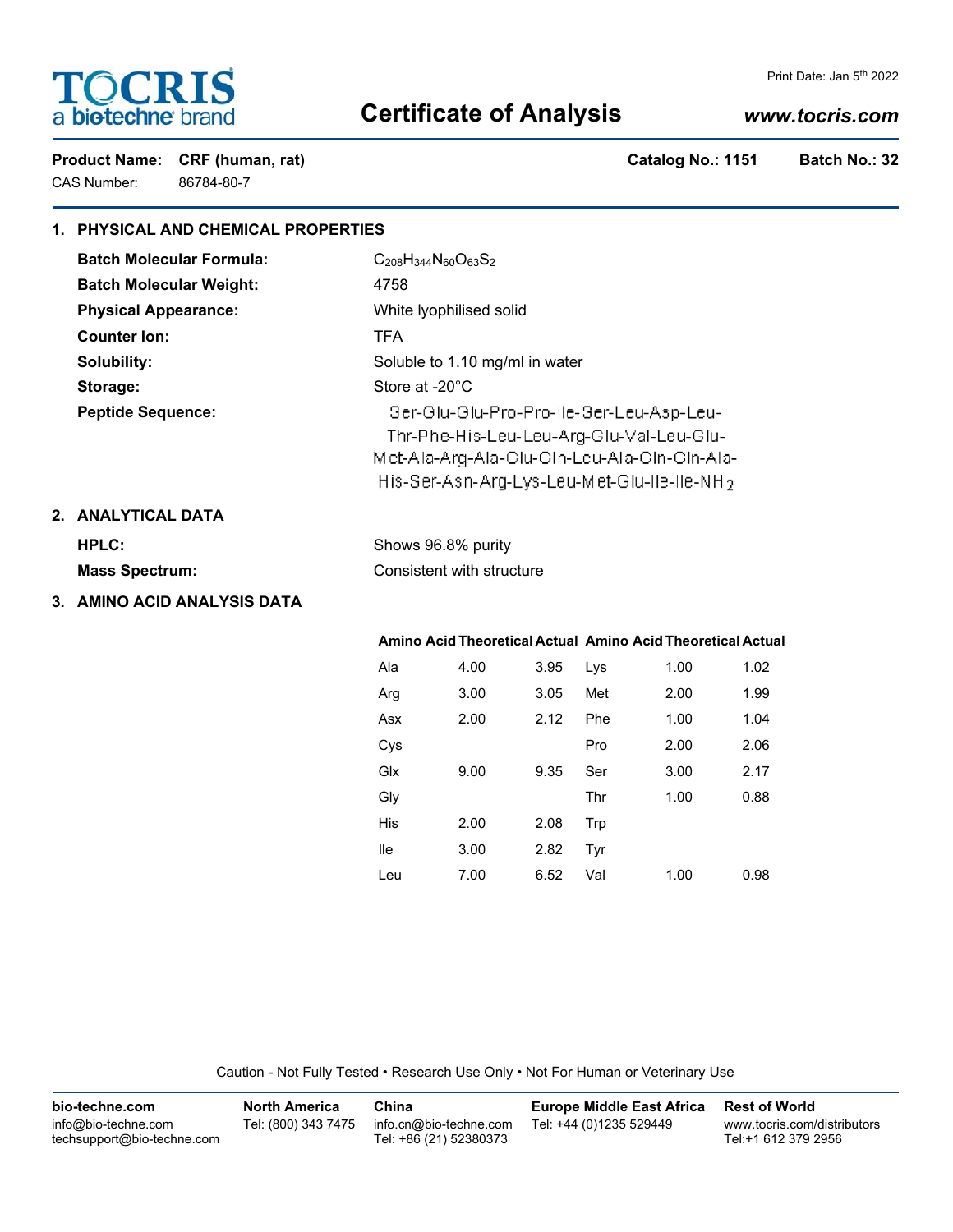# TOCRIS
a bio-techne brand

Print Date: Jan 5th 2022

## Certificate of Analysis

www.tocris.com

**Product Name: CRF (human, rat)** **Catalog No.: 1151** **Batch No.: 32**

CAS Number: 86784-80-7

### 1. PHYSICAL AND CHEMICAL PROPERTIES

**Batch Molecular Formula:** $C_{208}H_{344}N_{60}O_{63}S_2$

**Batch Molecular Weight:** 4758

**Physical Appearance:** White lyophilised solid

**Counter Ion:** TFA

**Solubility:** Soluble to 1.10 mg/ml in water

**Storage:** Store at -20°C

**Peptide Sequence:** Ser-Glu-Glu-Pro-Pro-Ile-Ser-Leu-Asp-Leu-Thr-Phe-His-Leu-Leu-Arg-Glu-Val-Leu-Glu-Met-Ala-Arg-Ala-Glu-Gln-Leu-Ala-Gln-Gln-Ala-His-Ser-Asn-Arg-Lys-Leu-Met-Glu-Ile-Ile-$NH_2$

### 2. ANALYTICAL DATA

**HPLC:** Shows 96.8% purity

**Mass Spectrum:** Consistent with structure

### 3. AMINO ACID ANALYSIS DATA

| Amino Acid | Theoretical | Actual | Amino Acid | Theoretical | Actual |
|---|---|---|---|---|---|
| Ala | 4.00 | 3.95 | Lys | 1.00 | 1.02 |
| Arg | 3.00 | 3.05 | Met | 2.00 | 1.99 |
| Asx | 2.00 | 2.12 | Phe | 1.00 | 1.04 |
| Cys | | | Pro | 2.00 | 2.06 |
| Glx | 9.00 | 9.35 | Ser | 3.00 | 2.17 |
| Gly | | | Thr | 1.00 | 0.88 |
| His | 2.00 | 2.08 | Trp | | |
| Ile | 3.00 | 2.82 | Tyr | | |
| Leu | 7.00 | 6.52 | Val | 1.00 | 0.98 |

Caution - Not Fully Tested • Research Use Only • Not For Human or Veterinary Use

| bio-techne.com | North America | China | Europe Middle East Africa | Rest of World |
|---|---|---|---|---|
| info@bio-techne.com<br>techsupport@bio-techne.com | Tel: (800) 343 7475 | info.cn@bio-techne.com<br>Tel: +86 (21) 52380373 | Tel: +44 (0)1235 529449 | www.tocris.com/distributors<br>Tel:+1 612 379 2956 |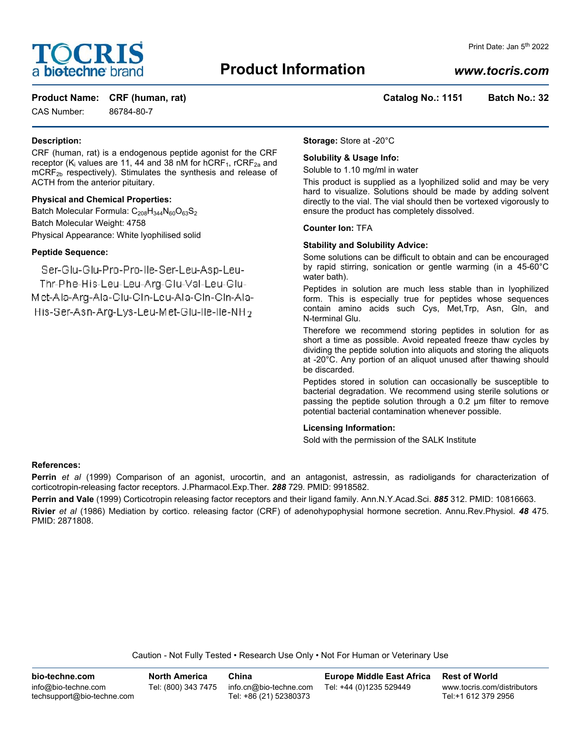# Product Information

www.tocris.com

**Product Name: CRF (human, rat)** **Catalog No.: 1151** **Batch No.: 32**

CAS Number: 86784-80-7

### Description:

CRF (human, rat) is a endogenous peptide agonist for the CRF receptor ($K_i$ values are 11, 44 and 38 nM for $hCRF_1$, $rCRF_{2a}$ and $mCRF_{2b}$ respectively). Stimulates the synthesis and release of ACTH from the anterior pituitary.

### Physical and Chemical Properties:

Batch Molecular Formula: $C_{208}H_{344}N_{60}O_{63}S_2$

Batch Molecular Weight: 4758

Physical Appearance: White lyophilised solid

### Peptide Sequence:

Ser-Glu-Glu-Pro-Pro-Ile-Ser-Leu-Asp-Leu-Thr-Phe-His-Leu-Leu-Arg-Glu-Val-Leu-Glu-Met-Ala-Arg-Ala-Glu-Gln-Leu-Ala-Gln-Gln-Ala-His-Ser-Asn-Arg-Lys-Leu-Met-Glu-Ile-Ile-$NH_2$

**Storage:** Store at -20°C

### Solubility & Usage Info:

Soluble to 1.10 mg/ml in water

This product is supplied as a lyophilized solid and may be very hard to visualize. Solutions should be made by adding solvent directly to the vial. The vial should then be vortexed vigorously to ensure the product has completely dissolved.

**Counter Ion:** TFA

### Stability and Solubility Advice:

Some solutions can be difficult to obtain and can be encouraged by rapid stirring, sonication or gentle warming (in a 45-60°C water bath).

Peptides in solution are much less stable than in lyophilized form. This is especially true for peptides whose sequences contain amino acids such Cys, Met,Trp, Asn, Gln, and N-terminal Glu.

Therefore we recommend storing peptides in solution for as short a time as possible. Avoid repeated freeze thaw cycles by dividing the peptide solution into aliquots and storing the aliquots at -20°C. Any portion of an aliquot unused after thawing should be discarded.

Peptides stored in solution can occasionally be susceptible to bacterial degradation. We recommend using sterile solutions or passing the peptide solution through a 0.2 μm filter to remove potential bacterial contamination whenever possible.

### Licensing Information:

Sold with the permission of the SALK Institute

### References:

**Perrin** *et al* (1999) Comparison of an agonist, urocortin, and an antagonist, astressin, as radioligands for characterization of corticotropin-releasing factor receptors. J.Pharmacol.Exp.Ther. ***288*** 729. PMID: 9918582.

**Perrin and Vale** (1999) Corticotropin releasing factor receptors and their ligand family. Ann.N.Y.Acad.Sci. ***885*** 312. PMID: 10816663.

**Rivier** *et al* (1986) Mediation by cortico. releasing factor (CRF) of adenohypophysial hormone secretion. Annu.Rev.Physiol. ***48*** 475. PMID: 2871808.

Caution - Not Fully Tested • Research Use Only • Not For Human or Veterinary Use

**bio-techne.com** info@bio-techne.com techsupport@bio-techne.com

**North America** Tel: (800) 343 7475

**China** info.cn@bio-techne.com Tel: +86 (21) 52380373

**Europe Middle East Africa** Tel: +44 (0)1235 529449

**Rest of World** www.tocris.com/distributors Tel:+1 612 379 2956